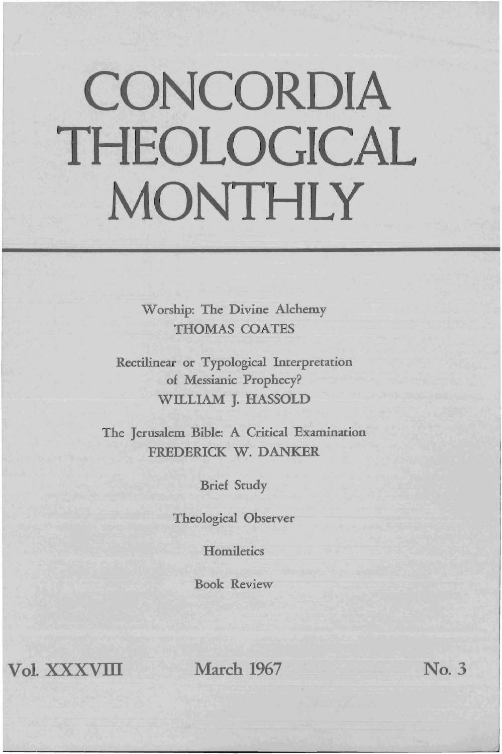# CONCORDIA THEOLOGICAL MONTHLY

Worship: The Divine Alchemy
THOMAS COATES

Rectilinear or Typological Interpretation of Messianic Prophecy?
WILLIAM J. HASSOLD

The Jerusalem Bible: A Critical Examination
FREDERICK W. DANKER

Brief Study

Theological Observer

Homiletics

Book Review

Vol. XXXVIII March 1967 No. 3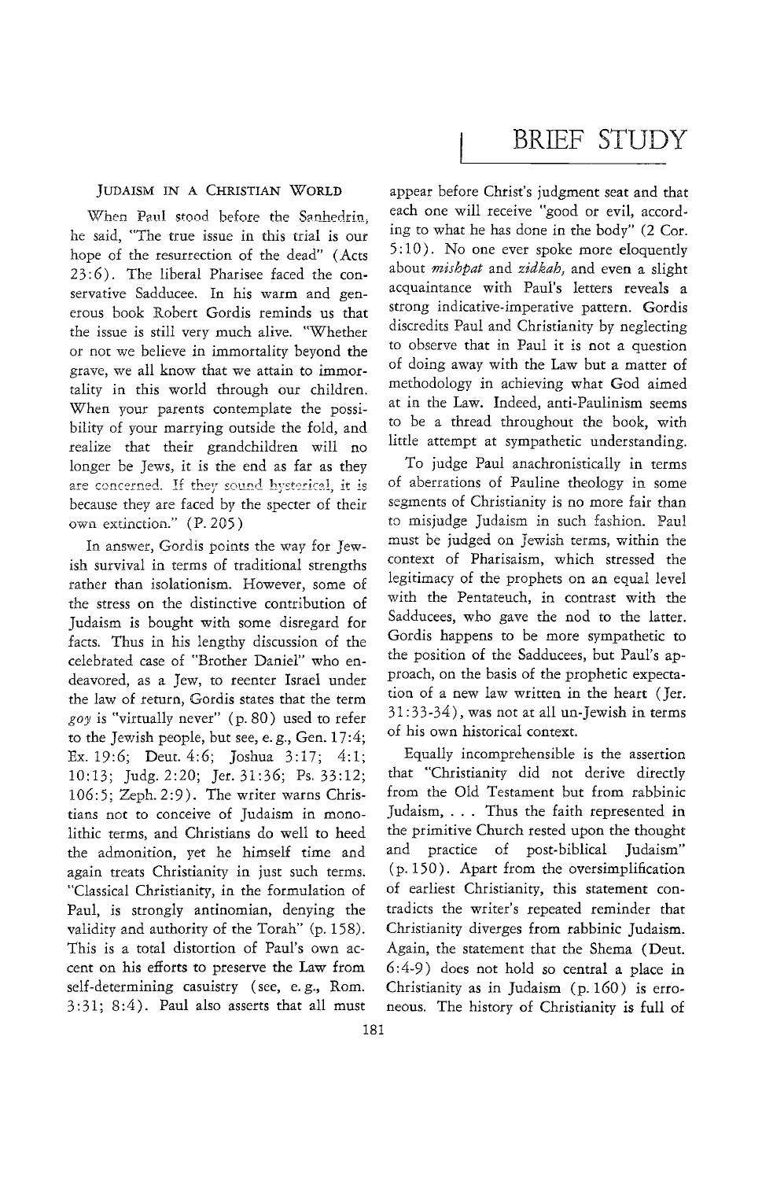# BRIEF STUDY

## JUDAISM IN A CHRISTIAN WORLD

When Paul stood before the Sanhedrin, he said, "The true issue in this trial is our hope of the resurrection of the dead" (Acts 23:6). The liberal Pharisee faced the conservative Sadducee. In his warm and generous book Robert Gordis reminds us that the issue is still very much alive. "Whether or not we believe in immortality beyond the grave, we all know that we attain to immortality in this world through our children. When your parents contemplate the possibility of your marrying outside the fold, and realize that their grandchildren will no longer be Jews, it is the end as far as they are concerned. If they sound hysterical, it is because they are faced by the specter of their own extinction." (P. 205)

In answer, Gordis points the way for Jewish survival in terms of traditional strengths rather than isolationism. However, some of the stress on the distinctive contribution of Judaism is bought with some disregard for facts. Thus in his lengthy discussion of the celebrated case of "Brother Daniel" who endeavored, as a Jew, to reenter Israel under the law of return, Gordis states that the term *goy* is "virtually never" (p. 80) used to refer to the Jewish people, but see, e. g., Gen. 17:4; Ex. 19:6; Deut. 4:6; Joshua 3:17; 4:1; 10:13; Judg. 2:20; Jer. 31:36; Ps. 33:12; 106:5; Zeph. 2:9). The writer warns Christians not to conceive of Judaism in monolithic terms, and Christians do well to heed the admonition, yet he himself time and again treats Christianity in just such terms. "Classical Christianity, in the formulation of Paul, is strongly antinomian, denying the validity and authority of the Torah" (p. 158). This is a total distortion of Paul's own accent on his efforts to preserve the Law from self-determining casuistry (see, e. g., Rom. 3:31; 8:4). Paul also asserts that all must appear before Christ's judgment seat and that each one will receive "good or evil, according to what he has done in the body" (2 Cor. 5:10). No one ever spoke more eloquently about *mishpat* and *zidkah,* and even a slight acquaintance with Paul's letters reveals a strong indicative-imperative pattern. Gordis discredits Paul and Christianity by neglecting to observe that in Paul it is not a question of doing away with the Law but a matter of methodology in achieving what God aimed at in the Law. Indeed, anti-Paulinism seems to be a thread throughout the book, with little attempt at sympathetic understanding.

To judge Paul anachronistically in terms of aberrations of Pauline theology in some segments of Christianity is no more fair than to misjudge Judaism in such fashion. Paul must be judged on Jewish terms, within the context of Pharisaism, which stressed the legitimacy of the prophets on an equal level with the Pentateuch, in contrast with the Sadducees, who gave the nod to the latter. Gordis happens to be more sympathetic to the position of the Sadducees, but Paul's approach, on the basis of the prophetic expectation of a new law written in the heart (Jer. 31:33-34), was not at all un-Jewish in terms of his own historical context.

Equally incomprehensible is the assertion that "Christianity did not derive directly from the Old Testament but from rabbinic Judaism, . . . Thus the faith represented in the primitive Church rested upon the thought and practice of post-biblical Judaism" (p. 150). Apart from the oversimplification of earliest Christianity, this statement contradicts the writer's repeated reminder that Christianity diverges from rabbinic Judaism. Again, the statement that the Shema (Deut. 6:4-9) does not hold so central a place in Christianity as in Judaism (p. 160) is erroneous. The history of Christianity is full of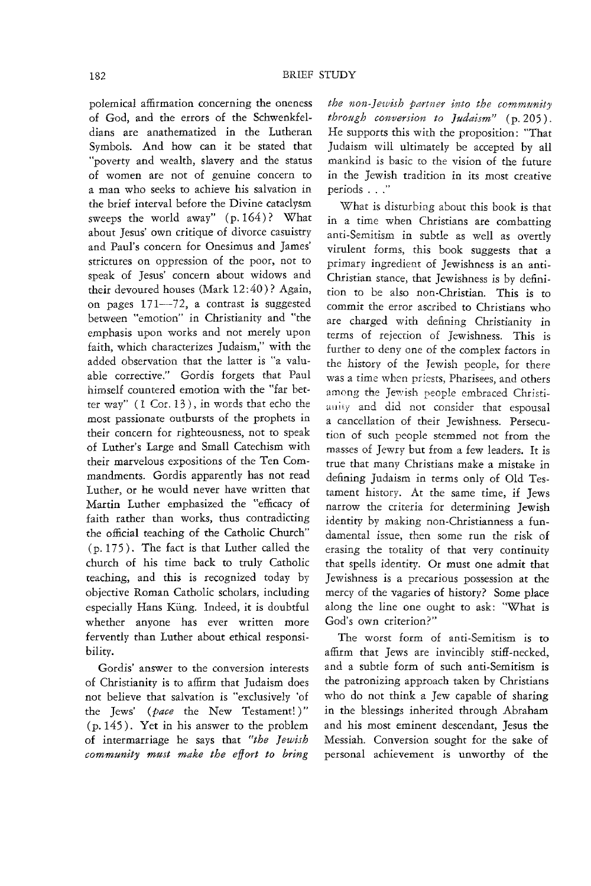polemical affirmation concerning the oneness of God, and the errors of the Schwenkfeldians are anathematized in the Lutheran Symbols. And how can it be stated that "poverty and wealth, slavery and the status of women are not of genuine concern to a man who seeks to achieve his salvation in the brief interval before the Divine cataclysm sweeps the world away" (p. 164)? What about Jesus' own critique of divorce casuistry and Paul's concern for Onesimus and James' strictures on oppression of the poor, not to speak of Jesus' concern about widows and their devoured houses (Mark 12:40)? Again, on pages 171—72, a contrast is suggested between "emotion" in Christianity and "the emphasis upon works and not merely upon faith, which characterizes Judaism," with the added observation that the latter is "a valuable corrective." Gordis forgets that Paul himself countered emotion with the "far better way" (1 Cor. 13), in words that echo the most passionate outbursts of the prophets in their concern for righteousness, not to speak of Luther's Large and Small Catechism with their marvelous expositions of the Ten Commandments. Gordis apparently has not read Luther, or he would never have written that Martin Luther emphasized the "efficacy of faith rather than works, thus contradicting the official teaching of the Catholic Church" (p. 175). The fact is that Luther called the church of his time back to truly Catholic teaching, and this is recognized today by objective Roman Catholic scholars, including especially Hans Küng. Indeed, it is doubtful whether anyone has ever written more fervently than Luther about ethical responsibility.

Gordis' answer to the conversion interests of Christianity is to affirm that Judaism does not believe that salvation is "exclusively 'of the Jews' (*pace* the New Testament!)" (p. 145). Yet in his answer to the problem of intermarriage he says that *"the Jewish community must make the effort to bring the non-Jewish partner into the community through conversion to Judaism"* (p. 205). He supports this with the proposition: "That Judaism will ultimately be accepted by all mankind is basic to the vision of the future in the Jewish tradition in its most creative periods . . ."

What is disturbing about this book is that in a time when Christians are combatting anti-Semitism in subtle as well as overtly virulent forms, this book suggests that a primary ingredient of Jewishness is an anti-Christian stance, that Jewishness is by definition to be also non-Christian. This is to commit the error ascribed to Christians who are charged with defining Christianity in terms of rejection of Jewishness. This is further to deny one of the complex factors in the history of the Jewish people, for there was a time when priests, Pharisees, and others among the Jewish people embraced Christianity and did not consider that espousal a cancellation of their Jewishness. Persecution of such people stemmed not from the masses of Jewry but from a few leaders. It is true that many Christians make a mistake in defining Judaism in terms only of Old Testament history. At the same time, if Jews narrow the criteria for determining Jewish identity by making non-Christianness a fundamental issue, then some run the risk of erasing the totality of that very continuity that spells identity. Or must one admit that Jewishness is a precarious possession at the mercy of the vagaries of history? Some place along the line one ought to ask: "What is God's own criterion?"

The worst form of anti-Semitism is to affirm that Jews are invincibly stiff-necked, and a subtle form of such anti-Semitism is the patronizing approach taken by Christians who do not think a Jew capable of sharing in the blessings inherited through Abraham and his most eminent descendant, Jesus the Messiah. Conversion sought for the sake of personal achievement is unworthy of the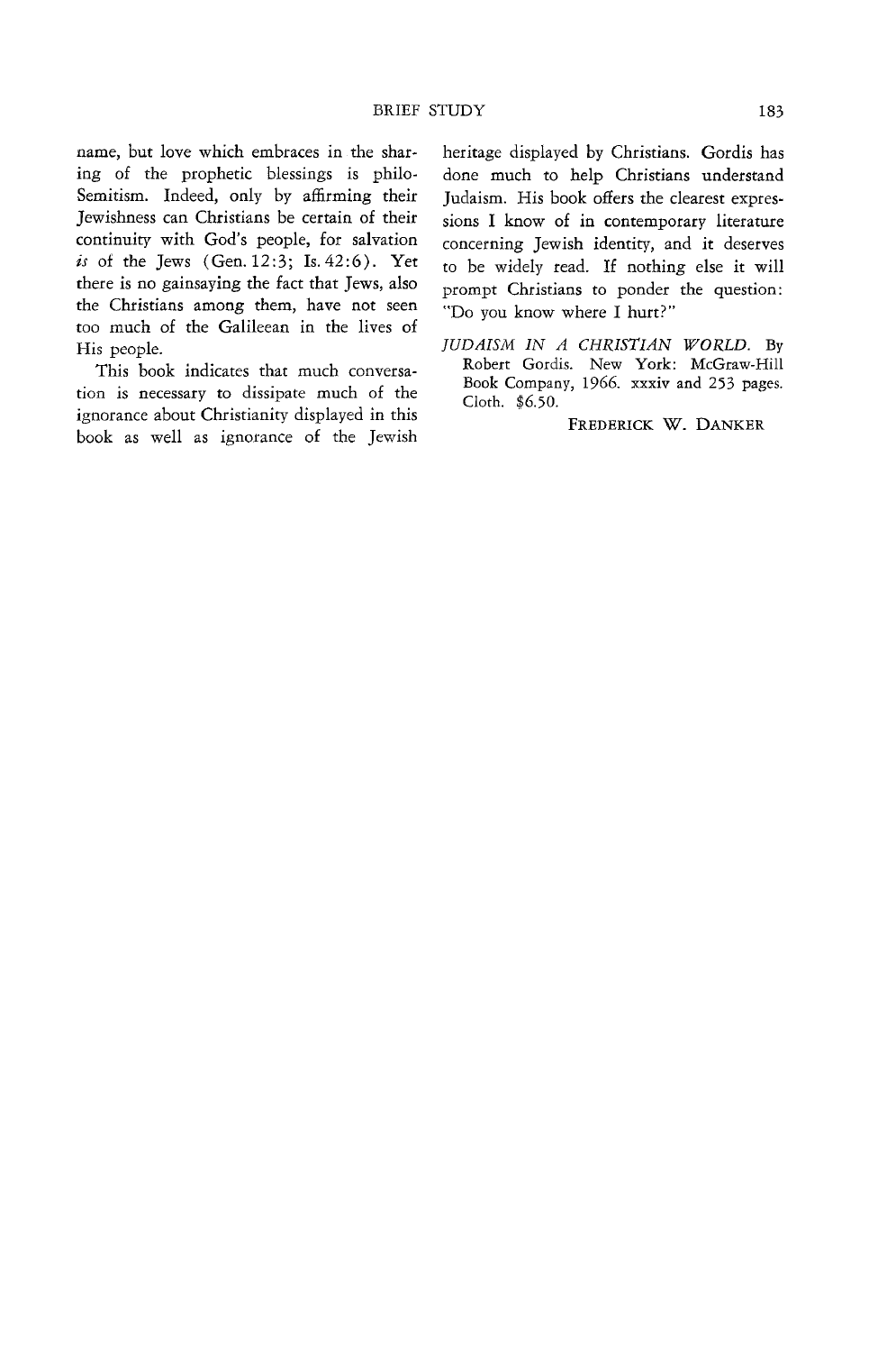name, but love which embraces in the sharing of the prophetic blessings is philo-Semitism. Indeed, only by affirming their Jewishness can Christians be certain of their continuity with God's people, for salvation *is* of the Jews (Gen. 12:3; Is. 42:6). Yet there is no gainsaying the fact that Jews, also the Christians among them, have not seen too much of the Galileean in the lives of His people.

This book indicates that much conversation is necessary to dissipate much of the ignorance about Christianity displayed in this book as well as ignorance of the Jewish heritage displayed by Christians. Gordis has done much to help Christians understand Judaism. His book offers the clearest expressions I know of in contemporary literature concerning Jewish identity, and it deserves to be widely read. If nothing else it will prompt Christians to ponder the question: "Do you know where I hurt?"

*JUDAISM IN A CHRISTIAN WORLD.* By Robert Gordis. New York: McGraw-Hill Book Company, 1966. xxxiv and 253 pages. Cloth. $6.50.

FREDERICK W. DANKER